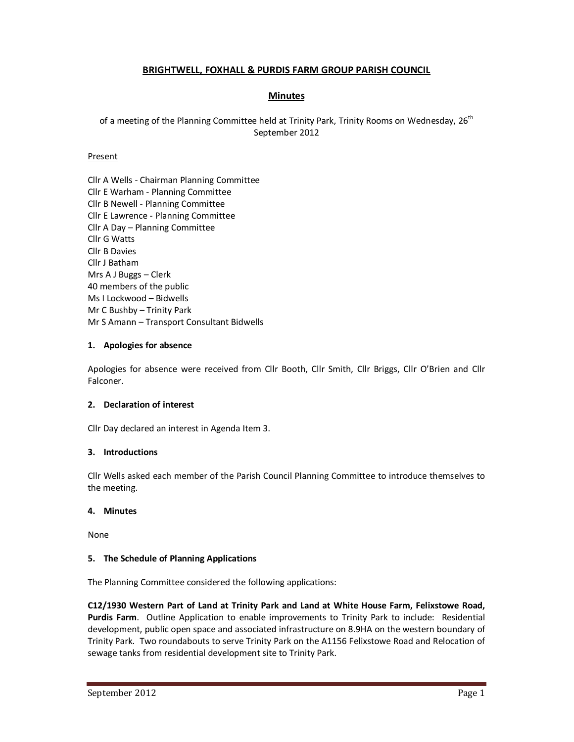# BRIGHTWELL, FOXHALL & PURDIS FARM GROUP PARISH COUNCIL

## Minutes

of a meeting of the Planning Committee held at Trinity Park, Trinity Rooms on Wednesday, 26th September 2012

Present

Cllr A Wells - Chairman Planning Committee
Cllr E Warham - Planning Committee
Cllr B Newell - Planning Committee
Cllr E Lawrence - Planning Committee
Cllr A Day – Planning Committee
Cllr G Watts
Cllr B Davies
Cllr J Batham
Mrs A J Buggs – Clerk
40 members of the public
Ms I Lockwood – Bidwells
Mr C Bushby – Trinity Park
Mr S Amann – Transport Consultant Bidwells

### 1. Apologies for absence

Apologies for absence were received from Cllr Booth, Cllr Smith, Cllr Briggs, Cllr O'Brien and Cllr Falconer.

### 2. Declaration of interest

Cllr Day declared an interest in Agenda Item 3.

### 3. Introductions

Cllr Wells asked each member of the Parish Council Planning Committee to introduce themselves to the meeting.

### 4. Minutes

None

### 5. The Schedule of Planning Applications

The Planning Committee considered the following applications:

**C12/1930 Western Part of Land at Trinity Park and Land at White House Farm, Felixstowe Road, Purdis Farm**. Outline Application to enable improvements to Trinity Park to include: Residential development, public open space and associated infrastructure on 8.9HA on the western boundary of Trinity Park. Two roundabouts to serve Trinity Park on the A1156 Felixstowe Road and Relocation of sewage tanks from residential development site to Trinity Park.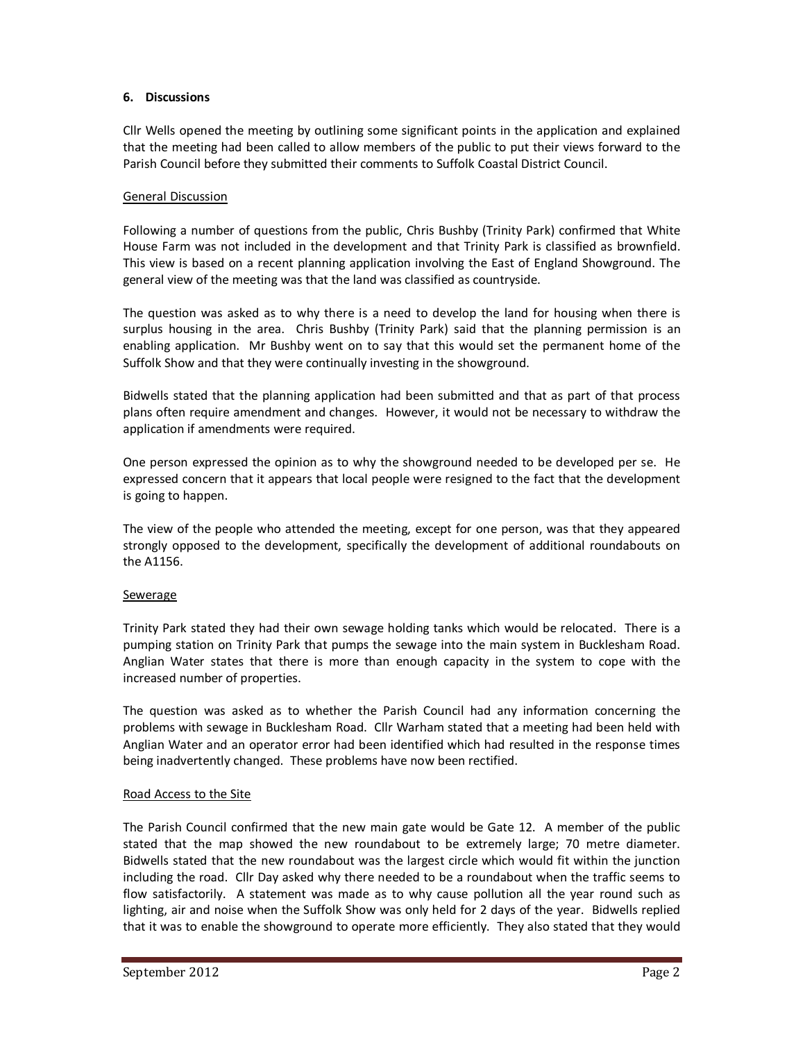## 6. Discussions

Cllr Wells opened the meeting by outlining some significant points in the application and explained that the meeting had been called to allow members of the public to put their views forward to the Parish Council before they submitted their comments to Suffolk Coastal District Council.

General Discussion

Following a number of questions from the public, Chris Bushby (Trinity Park) confirmed that White House Farm was not included in the development and that Trinity Park is classified as brownfield. This view is based on a recent planning application involving the East of England Showground. The general view of the meeting was that the land was classified as countryside.

The question was asked as to why there is a need to develop the land for housing when there is surplus housing in the area. Chris Bushby (Trinity Park) said that the planning permission is an enabling application. Mr Bushby went on to say that this would set the permanent home of the Suffolk Show and that they were continually investing in the showground.

Bidwells stated that the planning application had been submitted and that as part of that process plans often require amendment and changes. However, it would not be necessary to withdraw the application if amendments were required.

One person expressed the opinion as to why the showground needed to be developed per se. He expressed concern that it appears that local people were resigned to the fact that the development is going to happen.

The view of the people who attended the meeting, except for one person, was that they appeared strongly opposed to the development, specifically the development of additional roundabouts on the A1156.

Sewerage

Trinity Park stated they had their own sewage holding tanks which would be relocated. There is a pumping station on Trinity Park that pumps the sewage into the main system in Bucklesham Road. Anglian Water states that there is more than enough capacity in the system to cope with the increased number of properties.

The question was asked as to whether the Parish Council had any information concerning the problems with sewage in Bucklesham Road. Cllr Warham stated that a meeting had been held with Anglian Water and an operator error had been identified which had resulted in the response times being inadvertently changed. These problems have now been rectified.

Road Access to the Site

The Parish Council confirmed that the new main gate would be Gate 12. A member of the public stated that the map showed the new roundabout to be extremely large; 70 metre diameter. Bidwells stated that the new roundabout was the largest circle which would fit within the junction including the road. Cllr Day asked why there needed to be a roundabout when the traffic seems to flow satisfactorily. A statement was made as to why cause pollution all the year round such as lighting, air and noise when the Suffolk Show was only held for 2 days of the year. Bidwells replied that it was to enable the showground to operate more efficiently. They also stated that they would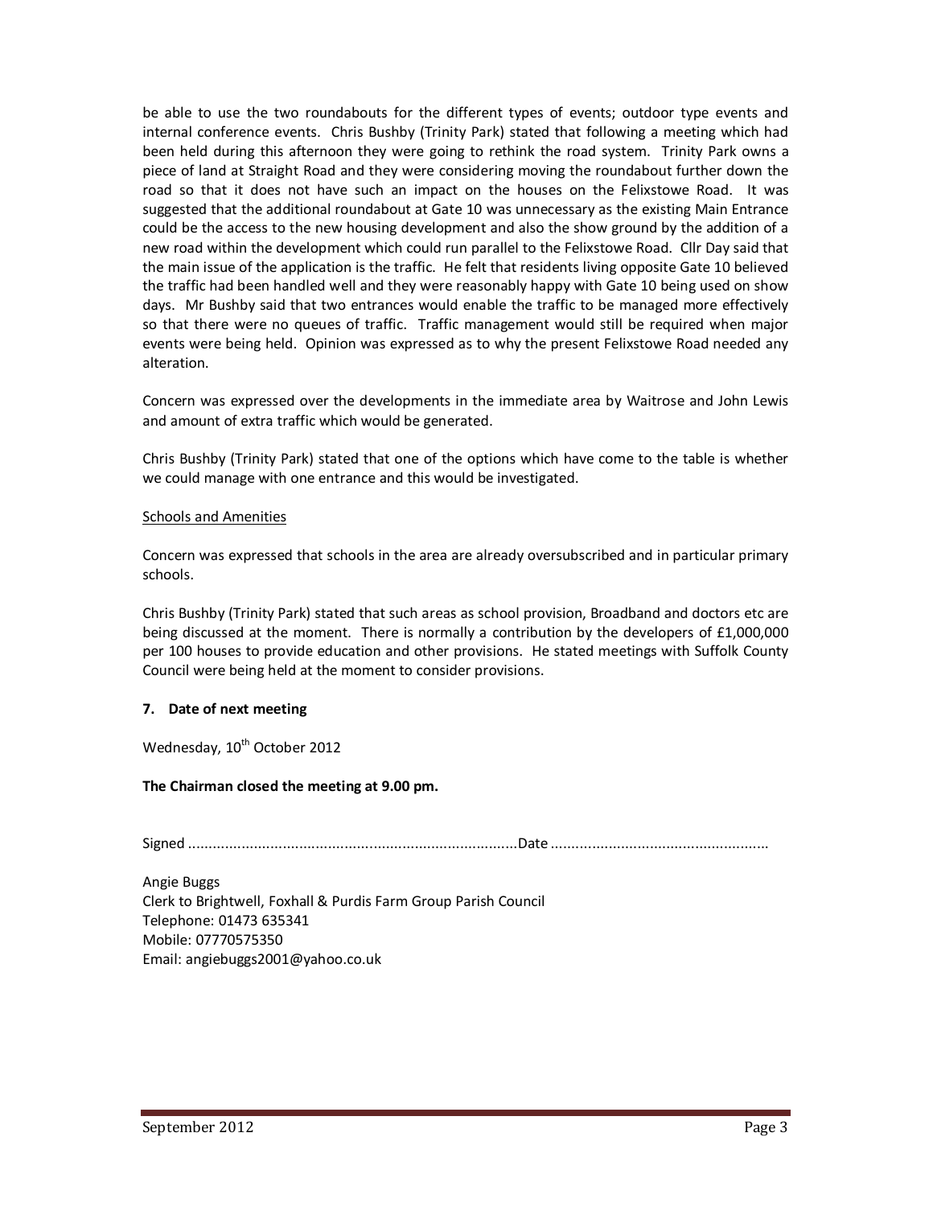be able to use the two roundabouts for the different types of events; outdoor type events and internal conference events. Chris Bushby (Trinity Park) stated that following a meeting which had been held during this afternoon they were going to rethink the road system. Trinity Park owns a piece of land at Straight Road and they were considering moving the roundabout further down the road so that it does not have such an impact on the houses on the Felixstowe Road. It was suggested that the additional roundabout at Gate 10 was unnecessary as the existing Main Entrance could be the access to the new housing development and also the show ground by the addition of a new road within the development which could run parallel to the Felixstowe Road. Cllr Day said that the main issue of the application is the traffic. He felt that residents living opposite Gate 10 believed the traffic had been handled well and they were reasonably happy with Gate 10 being used on show days. Mr Bushby said that two entrances would enable the traffic to be managed more effectively so that there were no queues of traffic. Traffic management would still be required when major events were being held. Opinion was expressed as to why the present Felixstowe Road needed any alteration.

Concern was expressed over the developments in the immediate area by Waitrose and John Lewis and amount of extra traffic which would be generated.

Chris Bushby (Trinity Park) stated that one of the options which have come to the table is whether we could manage with one entrance and this would be investigated.

Schools and Amenities

Concern was expressed that schools in the area are already oversubscribed and in particular primary schools.

Chris Bushby (Trinity Park) stated that such areas as school provision, Broadband and doctors etc are being discussed at the moment. There is normally a contribution by the developers of £1,000,000 per 100 houses to provide education and other provisions. He stated meetings with Suffolk County Council were being held at the moment to consider provisions.

**7. Date of next meeting**

Wednesday, 10th October 2012

**The Chairman closed the meeting at 9.00 pm.**

Signed ................................................................................Date .....................................................

Angie Buggs
Clerk to Brightwell, Foxhall & Purdis Farm Group Parish Council
Telephone: 01473 635341
Mobile: 07770575350
Email: angiebuggs2001@yahoo.co.uk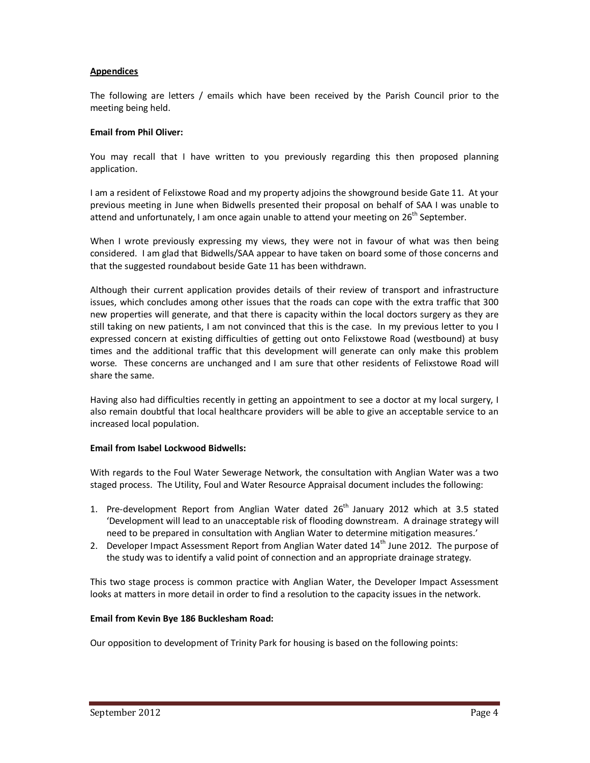**Appendices**

The following are letters / emails which have been received by the Parish Council prior to the meeting being held.

**Email from Phil Oliver:**

You may recall that I have written to you previously regarding this then proposed planning application.

I am a resident of Felixstowe Road and my property adjoins the showground beside Gate 11. At your previous meeting in June when Bidwells presented their proposal on behalf of SAA I was unable to attend and unfortunately, I am once again unable to attend your meeting on 26th September.

When I wrote previously expressing my views, they were not in favour of what was then being considered. I am glad that Bidwells/SAA appear to have taken on board some of those concerns and that the suggested roundabout beside Gate 11 has been withdrawn.

Although their current application provides details of their review of transport and infrastructure issues, which concludes among other issues that the roads can cope with the extra traffic that 300 new properties will generate, and that there is capacity within the local doctors surgery as they are still taking on new patients, I am not convinced that this is the case. In my previous letter to you I expressed concern at existing difficulties of getting out onto Felixstowe Road (westbound) at busy times and the additional traffic that this development will generate can only make this problem worse. These concerns are unchanged and I am sure that other residents of Felixstowe Road will share the same.

Having also had difficulties recently in getting an appointment to see a doctor at my local surgery, I also remain doubtful that local healthcare providers will be able to give an acceptable service to an increased local population.

**Email from Isabel Lockwood Bidwells:**

With regards to the Foul Water Sewerage Network, the consultation with Anglian Water was a two staged process. The Utility, Foul and Water Resource Appraisal document includes the following:

1. Pre-development Report from Anglian Water dated 26th January 2012 which at 3.5 stated 'Development will lead to an unacceptable risk of flooding downstream. A drainage strategy will need to be prepared in consultation with Anglian Water to determine mitigation measures.'
2. Developer Impact Assessment Report from Anglian Water dated 14th June 2012. The purpose of the study was to identify a valid point of connection and an appropriate drainage strategy.

This two stage process is common practice with Anglian Water, the Developer Impact Assessment looks at matters in more detail in order to find a resolution to the capacity issues in the network.

**Email from Kevin Bye 186 Bucklesham Road:**

Our opposition to development of Trinity Park for housing is based on the following points: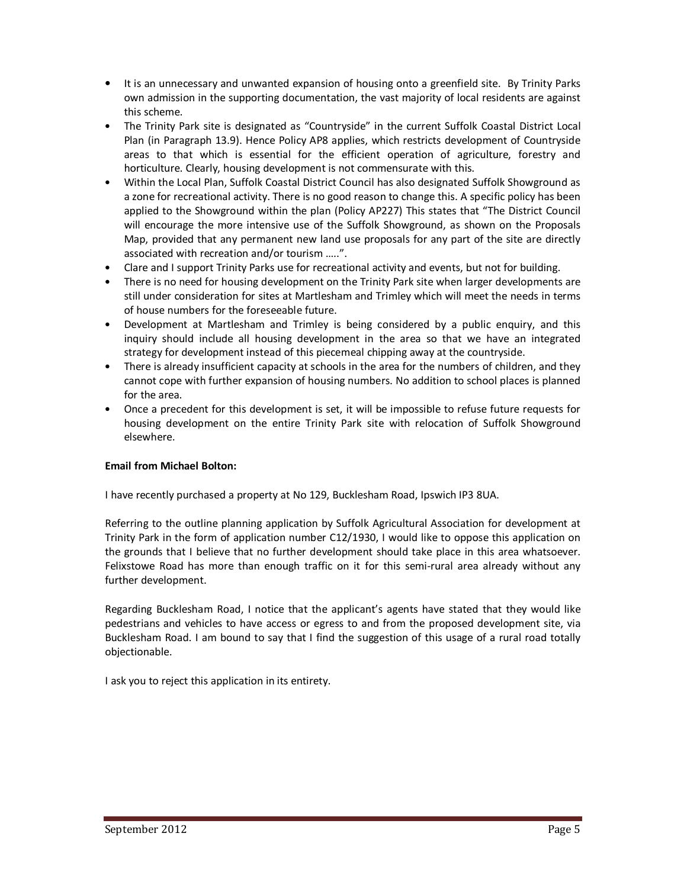- It is an unnecessary and unwanted expansion of housing onto a greenfield site. By Trinity Parks own admission in the supporting documentation, the vast majority of local residents are against this scheme.
- The Trinity Park site is designated as "Countryside" in the current Suffolk Coastal District Local Plan (in Paragraph 13.9). Hence Policy AP8 applies, which restricts development of Countryside areas to that which is essential for the efficient operation of agriculture, forestry and horticulture. Clearly, housing development is not commensurate with this.
- Within the Local Plan, Suffolk Coastal District Council has also designated Suffolk Showground as a zone for recreational activity. There is no good reason to change this. A specific policy has been applied to the Showground within the plan (Policy AP227) This states that "The District Council will encourage the more intensive use of the Suffolk Showground, as shown on the Proposals Map, provided that any permanent new land use proposals for any part of the site are directly associated with recreation and/or tourism …..".
- Clare and I support Trinity Parks use for recreational activity and events, but not for building.
- There is no need for housing development on the Trinity Park site when larger developments are still under consideration for sites at Martlesham and Trimley which will meet the needs in terms of house numbers for the foreseeable future.
- Development at Martlesham and Trimley is being considered by a public enquiry, and this inquiry should include all housing development in the area so that we have an integrated strategy for development instead of this piecemeal chipping away at the countryside.
- There is already insufficient capacity at schools in the area for the numbers of children, and they cannot cope with further expansion of housing numbers. No addition to school places is planned for the area.
- Once a precedent for this development is set, it will be impossible to refuse future requests for housing development on the entire Trinity Park site with relocation of Suffolk Showground elsewhere.

**Email from Michael Bolton:**

I have recently purchased a property at No 129, Bucklesham Road, Ipswich IP3 8UA.

Referring to the outline planning application by Suffolk Agricultural Association for development at Trinity Park in the form of application number C12/1930, I would like to oppose this application on the grounds that I believe that no further development should take place in this area whatsoever. Felixstowe Road has more than enough traffic on it for this semi-rural area already without any further development.

Regarding Bucklesham Road, I notice that the applicant's agents have stated that they would like pedestrians and vehicles to have access or egress to and from the proposed development site, via Bucklesham Road. I am bound to say that I find the suggestion of this usage of a rural road totally objectionable.

I ask you to reject this application in its entirety.